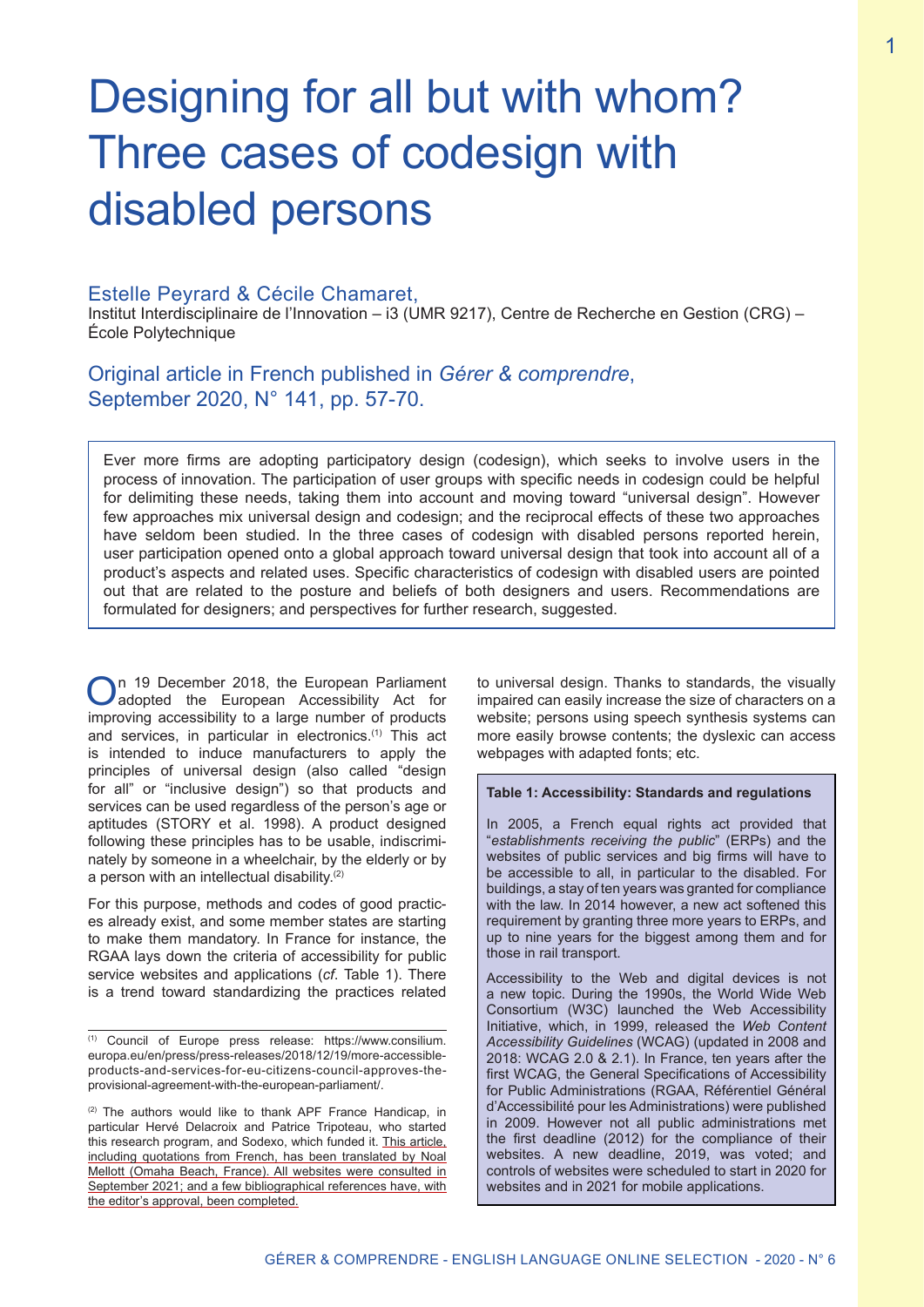# Designing for all but with whom? Three cases of codesign with disabled persons

## Estelle Peyrard & Cécile Chamaret,

Institut Interdisciplinaire de l'Innovation – i3 (UMR 9217), Centre de Recherche en Gestion (CRG) – École Polytechnique

## Original article in French published in *Gérer & comprendre*, September 2020, N° 141, pp. 57-70.

Ever more firms are adopting participatory design (codesign), which seeks to involve users in the process of innovation. The participation of user groups with specific needs in codesign could be helpful for delimiting these needs, taking them into account and moving toward "universal design". However few approaches mix universal design and codesign; and the reciprocal effects of these two approaches have seldom been studied. In the three cases of codesign with disabled persons reported herein, user participation opened onto a global approach toward universal design that took into account all of a product's aspects and related uses. Specific characteristics of codesign with disabled users are pointed out that are related to the posture and beliefs of both designers and users. Recommendations are formulated for designers; and perspectives for further research, suggested.

On 19 December 2018, the European Parliament adopted the European Accessibility Act for improving accessibility to a large number of products and services, in particular in electronics.[1] This act is intended to induce manufacturers to apply the principles of universal design (also called "design for all" or "inclusive design") so that products and services can be used regardless of the person's age or aptitudes (STORY et al. 1998). A product designed following these principles has to be usable, indiscriminately by someone in a wheelchair, by the elderly or by a person with an intellectual disability.[2]

For this purpose, methods and codes of good practices already exist, and some member states are starting to make them mandatory. In France for instance, the RGAA lays down the criteria of accessibility for public service websites and applications (*cf*. Table 1). There is a trend toward standardizing the practices related to universal design. Thanks to standards, the visually impaired can easily increase the size of characters on a website; persons using speech synthesis systems can more easily browse contents; the dyslexic can access webpages with adapted fonts; etc.

**Table 1: Accessibility: Standards and regulations**

In 2005, a French equal rights act provided that "*establishments receiving the public*" (ERPs) and the websites of public services and big firms will have to be accessible to all, in particular to the disabled. For buildings, a stay of ten years was granted for compliance with the law. In 2014 however, a new act softened this requirement by granting three more years to ERPs, and up to nine years for the biggest among them and for those in rail transport.

Accessibility to the Web and digital devices is not a new topic. During the 1990s, the World Wide Web Consortium (W3C) launched the Web Accessibility Initiative, which, in 1999, released the *Web Content Accessibility Guidelines* (WCAG) (updated in 2008 and 2018: WCAG 2.0 & 2.1). In France, ten years after the first WCAG, the General Specifications of Accessibility for Public Administrations (RGAA, Référentiel Général d'Accessibilité pour les Administrations) were published in 2009. However not all public administrations met the first deadline (2012) for the compliance of their websites. A new deadline, 2019, was voted; and controls of websites were scheduled to start in 2020 for websites and in 2021 for mobile applications.

---

[1] Council of Europe press release: https://www.consilium.europa.eu/en/press/press-releases/2018/12/19/more-accessible-products-and-services-for-eu-citizens-council-approves-the-provisional-agreement-with-the-european-parliament/.

[2] The authors would like to thank APF France Handicap, in particular Hervé Delacroix and Patrice Tripoteau, who started this research program, and Sodexo, which funded it. This article, including quotations from French, has been translated by Noal Mellott (Omaha Beach, France). All websites were consulted in September 2021; and a few bibliographical references have, with the editor's approval, been completed.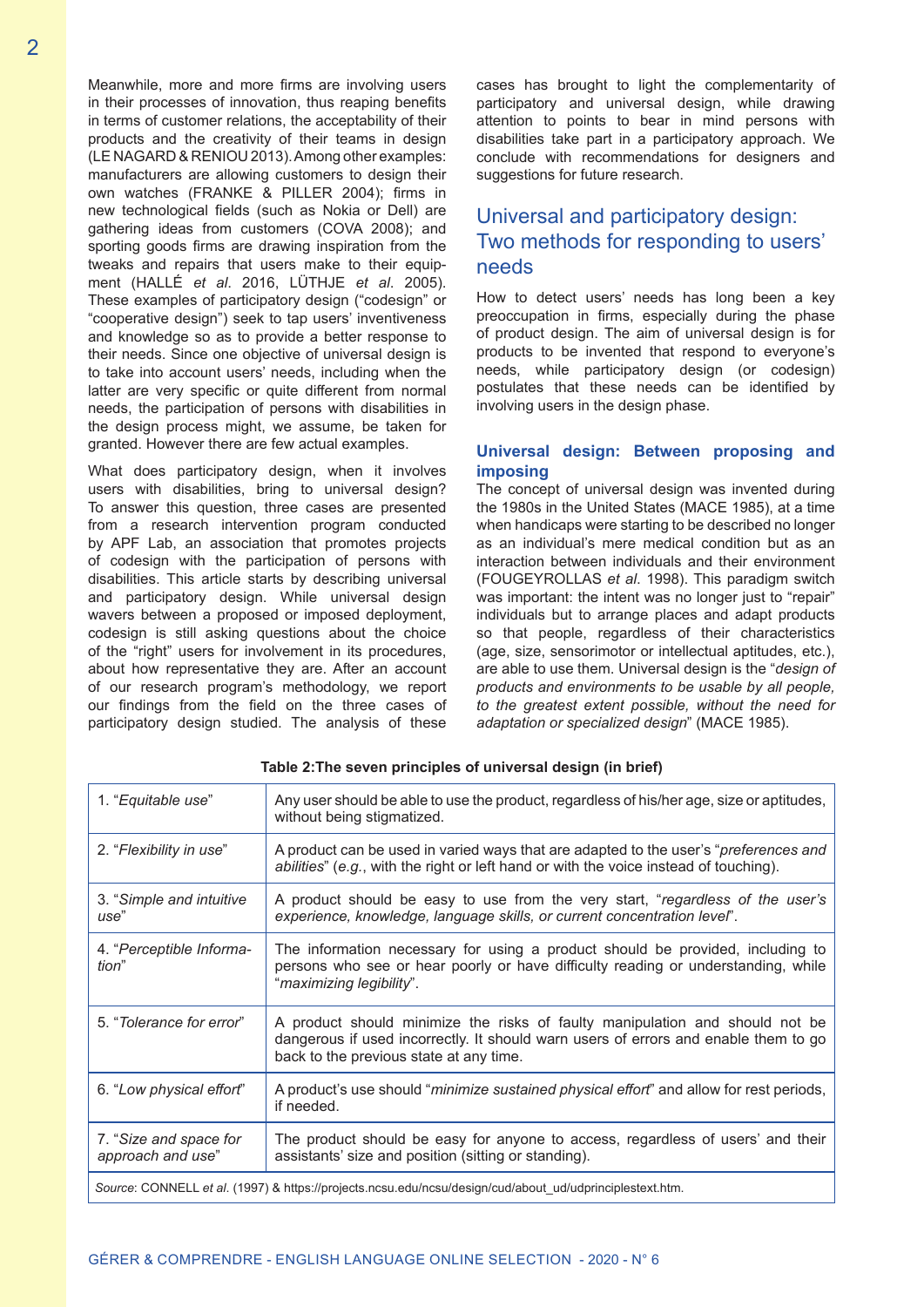Meanwhile, more and more firms are involving users in their processes of innovation, thus reaping benefits in terms of customer relations, the acceptability of their products and the creativity of their teams in design (LE NAGARD & RENIOU 2013). Among other examples: manufacturers are allowing customers to design their own watches (FRANKE & PILLER 2004); firms in new technological fields (such as Nokia or Dell) are gathering ideas from customers (COVA 2008); and sporting goods firms are drawing inspiration from the tweaks and repairs that users make to their equipment (HALLÉ *et al*. 2016, LÜTHJE *et al*. 2005). These examples of participatory design ("codesign" or "cooperative design") seek to tap users' inventiveness and knowledge so as to provide a better response to their needs. Since one objective of universal design is to take into account users' needs, including when the latter are very specific or quite different from normal needs, the participation of persons with disabilities in the design process might, we assume, be taken for granted. However there are few actual examples.

What does participatory design, when it involves users with disabilities, bring to universal design? To answer this question, three cases are presented from a research intervention program conducted by APF Lab, an association that promotes projects of codesign with the participation of persons with disabilities. This article starts by describing universal and participatory design. While universal design wavers between a proposed or imposed deployment, codesign is still asking questions about the choice of the "right" users for involvement in its procedures, about how representative they are. After an account of our research program's methodology, we report our findings from the field on the three cases of participatory design studied. The analysis of these cases has brought to light the complementarity of participatory and universal design, while drawing attention to points to bear in mind persons with disabilities take part in a participatory approach. We conclude with recommendations for designers and suggestions for future research.

## Universal and participatory design: Two methods for responding to users' needs

How to detect users' needs has long been a key preoccupation in firms, especially during the phase of product design. The aim of universal design is for products to be invented that respond to everyone's needs, while participatory design (or codesign) postulates that these needs can be identified by involving users in the design phase.

### Universal design: Between proposing and imposing

The concept of universal design was invented during the 1980s in the United States (MACE 1985), at a time when handicaps were starting to be described no longer as an individual's mere medical condition but as an interaction between individuals and their environment (FOUGEYROLLAS *et al*. 1998). This paradigm switch was important: the intent was no longer just to "repair" individuals but to arrange places and adapt products so that people, regardless of their characteristics (age, size, sensorimotor or intellectual aptitudes, etc.), are able to use them. Universal design is the "*design of products and environments to be usable by all people, to the greatest extent possible, without the need for adaptation or specialized design*" (MACE 1985).

**Table 2:The seven principles of universal design (in brief)**

| | |
|---|---|
| 1. "*Equitable use*" | Any user should be able to use the product, regardless of his/her age, size or aptitudes, without being stigmatized. |
| 2. "*Flexibility in use*" | A product can be used in varied ways that are adapted to the user's "*preferences and abilities*" (*e.g.*, with the right or left hand or with the voice instead of touching). |
| 3. "*Simple and intuitive use*" | A product should be easy to use from the very start, "*regardless of the user's experience, knowledge, language skills, or current concentration level*". |
| 4. "*Perceptible Information*" | The information necessary for using a product should be provided, including to persons who see or hear poorly or have difficulty reading or understanding, while "*maximizing legibility*". |
| 5. "*Tolerance for error*" | A product should minimize the risks of faulty manipulation and should not be dangerous if used incorrectly. It should warn users of errors and enable them to go back to the previous state at any time. |
| 6. "*Low physical effort*" | A product's use should "*minimize sustained physical effort*" and allow for rest periods, if needed. |
| 7. "*Size and space for approach and use*" | The product should be easy for anyone to access, regardless of users' and their assistants' size and position (sitting or standing). |

*Source*: CONNELL *et al*. (1997) & https://projects.ncsu.edu/ncsu/design/cud/about_ud/udprinciplestext.htm.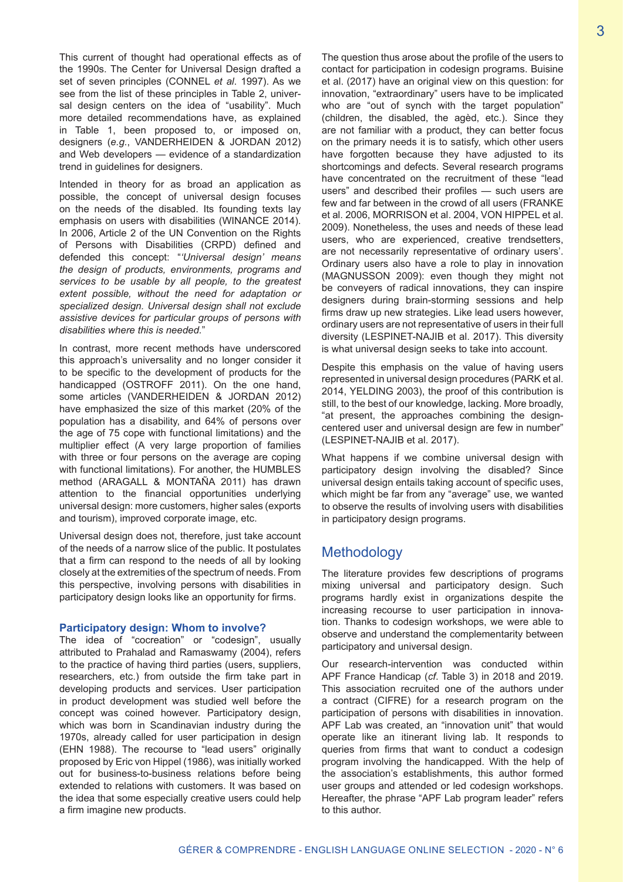This current of thought had operational effects as of the 1990s. The Center for Universal Design drafted a set of seven principles (CONNEL *et al*. 1997). As we see from the list of these principles in Table 2, universal design centers on the idea of "usability". Much more detailed recommendations have, as explained in Table 1, been proposed to, or imposed on, designers (*e.g.*, VANDERHEIDEN & JORDAN 2012) and Web developers — evidence of a standardization trend in guidelines for designers.

Intended in theory for as broad an application as possible, the concept of universal design focuses on the needs of the disabled. Its founding texts lay emphasis on users with disabilities (WINANCE 2014). In 2006, Article 2 of the UN Convention on the Rights of Persons with Disabilities (CRPD) defined and defended this concept: "*'Universal design' means the design of products, environments, programs and services to be usable by all people, to the greatest extent possible, without the need for adaptation or specialized design. Universal design shall not exclude assistive devices for particular groups of persons with disabilities where this is needed.*"

In contrast, more recent methods have underscored this approach's universality and no longer consider it to be specific to the development of products for the handicapped (OSTROFF 2011). On the one hand, some articles (VANDERHEIDEN & JORDAN 2012) have emphasized the size of this market (20% of the population has a disability, and 64% of persons over the age of 75 cope with functional limitations) and the multiplier effect (A very large proportion of families with three or four persons on the average are coping with functional limitations). For another, the HUMBLES method (ARAGALL & MONTAÑA 2011) has drawn attention to the financial opportunities underlying universal design: more customers, higher sales (exports and tourism), improved corporate image, etc.

Universal design does not, therefore, just take account of the needs of a narrow slice of the public. It postulates that a firm can respond to the needs of all by looking closely at the extremities of the spectrum of needs. From this perspective, involving persons with disabilities in participatory design looks like an opportunity for firms.

### Participatory design: Whom to involve?

The idea of "cocreation" or "codesign", usually attributed to Prahalad and Ramaswamy (2004), refers to the practice of having third parties (users, suppliers, researchers, etc.) from outside the firm take part in developing products and services. User participation in product development was studied well before the concept was coined however. Participatory design, which was born in Scandinavian industry during the 1970s, already called for user participation in design (EHN 1988). The recourse to "lead users" originally proposed by Eric von Hippel (1986), was initially worked out for business-to-business relations before being extended to relations with customers. It was based on the idea that some especially creative users could help a firm imagine new products.

The question thus arose about the profile of the users to contact for participation in codesign programs. Buisine et al. (2017) have an original view on this question: for innovation, "extraordinary" users have to be implicated who are "out of synch with the target population" (children, the disabled, the agèd, etc.). Since they are not familiar with a product, they can better focus on the primary needs it is to satisfy, which other users have forgotten because they have adjusted to its shortcomings and defects. Several research programs have concentrated on the recruitment of these "lead users" and described their profiles — such users are few and far between in the crowd of all users (FRANKE et al. 2006, MORRISON et al. 2004, VON HIPPEL et al. 2009). Nonetheless, the uses and needs of these lead users, who are experienced, creative trendsetters, are not necessarily representative of ordinary users'. Ordinary users also have a role to play in innovation (MAGNUSSON 2009): even though they might not be conveyers of radical innovations, they can inspire designers during brain-storming sessions and help firms draw up new strategies. Like lead users however, ordinary users are not representative of users in their full diversity (LESPINET-NAJIB et al. 2017). This diversity is what universal design seeks to take into account.

Despite this emphasis on the value of having users represented in universal design procedures (PARK et al. 2014, YELDING 2003), the proof of this contribution is still, to the best of our knowledge, lacking. More broadly, "at present, the approaches combining the design-centered user and universal design are few in number" (LESPINET-NAJIB et al. 2017).

What happens if we combine universal design with participatory design involving the disabled? Since universal design entails taking account of specific uses, which might be far from any "average" use, we wanted to observe the results of involving users with disabilities in participatory design programs.

## Methodology

The literature provides few descriptions of programs mixing universal and participatory design. Such programs hardly exist in organizations despite the increasing recourse to user participation in innovation. Thanks to codesign workshops, we were able to observe and understand the complementarity between participatory and universal design.

Our research-intervention was conducted within APF France Handicap (*cf*. Table 3) in 2018 and 2019. This association recruited one of the authors under a contract (CIFRE) for a research program on the participation of persons with disabilities in innovation. APF Lab was created, an "innovation unit" that would operate like an itinerant living lab. It responds to queries from firms that want to conduct a codesign program involving the handicapped. With the help of the association's establishments, this author formed user groups and attended or led codesign workshops. Hereafter, the phrase "APF Lab program leader" refers to this author.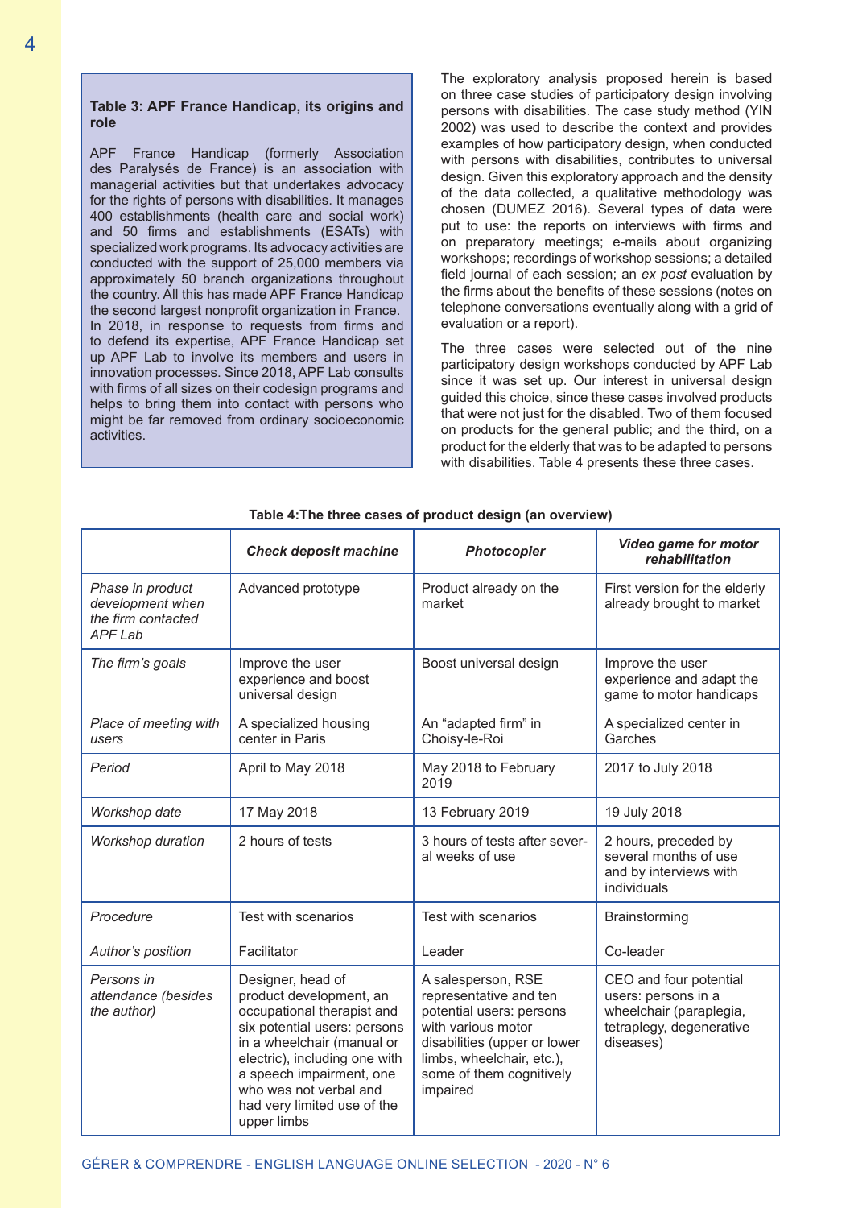**Table 3: APF France Handicap, its origins and role**

APF France Handicap (formerly Association des Paralysés de France) is an association with managerial activities but that undertakes advocacy for the rights of persons with disabilities. It manages 400 establishments (health care and social work) and 50 firms and establishments (ESATs) with specialized work programs. Its advocacy activities are conducted with the support of 25,000 members via approximately 50 branch organizations throughout the country. All this has made APF France Handicap the second largest nonprofit organization in France. In 2018, in response to requests from firms and to defend its expertise, APF France Handicap set up APF Lab to involve its members and users in innovation processes. Since 2018, APF Lab consults with firms of all sizes on their codesign programs and helps to bring them into contact with persons who might be far removed from ordinary socioeconomic activities.

The exploratory analysis proposed herein is based on three case studies of participatory design involving persons with disabilities. The case study method (YIN 2002) was used to describe the context and provides examples of how participatory design, when conducted with persons with disabilities, contributes to universal design. Given this exploratory approach and the density of the data collected, a qualitative methodology was chosen (DUMEZ 2016). Several types of data were put to use: the reports on interviews with firms and on preparatory meetings; e-mails about organizing workshops; recordings of workshop sessions; a detailed field journal of each session; an *ex post* evaluation by the firms about the benefits of these sessions (notes on telephone conversations eventually along with a grid of evaluation or a report).

The three cases were selected out of the nine participatory design workshops conducted by APF Lab since it was set up. Our interest in universal design guided this choice, since these cases involved products that were not just for the disabled. Two of them focused on products for the general public; and the third, on a product for the elderly that was to be adapted to persons with disabilities. Table 4 presents these three cases.

**Table 4: The three cases of product design (an overview)**

| | ***Check deposit machine*** | ***Photocopier*** | ***Video game for motor rehabilitation*** |
|---|---|---|---|
| *Phase in product development when the firm contacted APF Lab* | Advanced prototype | Product already on the market | First version for the elderly already brought to market |
| *The firm's goals* | Improve the user experience and boost universal design | Boost universal design | Improve the user experience and adapt the game to motor handicaps |
| *Place of meeting with users* | A specialized housing center in Paris | An "adapted firm" in Choisy-le-Roi | A specialized center in Garches |
| *Period* | April to May 2018 | May 2018 to February 2019 | 2017 to July 2018 |
| *Workshop date* | 17 May 2018 | 13 February 2019 | 19 July 2018 |
| *Workshop duration* | 2 hours of tests | 3 hours of tests after several weeks of use | 2 hours, preceded by several months of use and by interviews with individuals |
| *Procedure* | Test with scenarios | Test with scenarios | Brainstorming |
| *Author's position* | Facilitator | Leader | Co-leader |
| *Persons in attendance (besides the author)* | Designer, head of product development, an occupational therapist and six potential users: persons in a wheelchair (manual or electric), including one with a speech impairment, one who was not verbal and had very limited use of the upper limbs | A salesperson, RSE representative and ten potential users: persons with various motor disabilities (upper or lower limbs, wheelchair, etc.), some of them cognitively impaired | CEO and four potential users: persons in a wheelchair (paraplegia, tetraplegy, degenerative diseases) |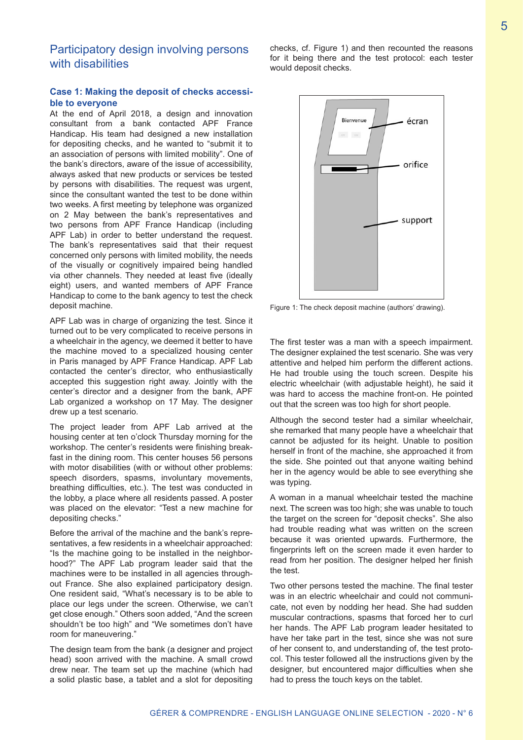## Participatory design involving persons with disabilities

### Case 1: Making the deposit of checks accessible to everyone

At the end of April 2018, a design and innovation consultant from a bank contacted APF France Handicap. His team had designed a new installation for depositing checks, and he wanted to "submit it to an association of persons with limited mobility". One of the bank's directors, aware of the issue of accessibility, always asked that new products or services be tested by persons with disabilities. The request was urgent, since the consultant wanted the test to be done within two weeks. A first meeting by telephone was organized on 2 May between the bank's representatives and two persons from APF France Handicap (including APF Lab) in order to better understand the request. The bank's representatives said that their request concerned only persons with limited mobility, the needs of the visually or cognitively impaired being handled via other channels. They needed at least five (ideally eight) users, and wanted members of APF France Handicap to come to the bank agency to test the check deposit machine.

APF Lab was in charge of organizing the test. Since it turned out to be very complicated to receive persons in a wheelchair in the agency, we deemed it better to have the machine moved to a specialized housing center in Paris managed by APF France Handicap. APF Lab contacted the center's director, who enthusiastically accepted this suggestion right away. Jointly with the center's director and a designer from the bank, APF Lab organized a workshop on 17 May. The designer drew up a test scenario.

The project leader from APF Lab arrived at the housing center at ten o'clock Thursday morning for the workshop. The center's residents were finishing breakfast in the dining room. This center houses 56 persons with motor disabilities (with or without other problems: speech disorders, spasms, involuntary movements, breathing difficulties, etc.). The test was conducted in the lobby, a place where all residents passed. A poster was placed on the elevator: "Test a new machine for depositing checks."

Before the arrival of the machine and the bank's representatives, a few residents in a wheelchair approached: "Is the machine going to be installed in the neighborhood?" The APF Lab program leader said that the machines were to be installed in all agencies throughout France. She also explained participatory design. One resident said, "What's necessary is to be able to place our legs under the screen. Otherwise, we can't get close enough." Others soon added, "And the screen shouldn't be too high" and "We sometimes don't have room for maneuvering."

The design team from the bank (a designer and project head) soon arrived with the machine. A small crowd drew near. The team set up the machine (which had a solid plastic base, a tablet and a slot for depositing checks, cf. Figure 1) and then recounted the reasons for it being there and the test protocol: each tester would deposit checks.

Figure 1: The check deposit machine (authors' drawing).

The first tester was a man with a speech impairment. The designer explained the test scenario. She was very attentive and helped him perform the different actions. He had trouble using the touch screen. Despite his electric wheelchair (with adjustable height), he said it was hard to access the machine front-on. He pointed out that the screen was too high for short people.

Although the second tester had a similar wheelchair, she remarked that many people have a wheelchair that cannot be adjusted for its height. Unable to position herself in front of the machine, she approached it from the side. She pointed out that anyone waiting behind her in the agency would be able to see everything she was typing.

A woman in a manual wheelchair tested the machine next. The screen was too high; she was unable to touch the target on the screen for "deposit checks". She also had trouble reading what was written on the screen because it was oriented upwards. Furthermore, the fingerprints left on the screen made it even harder to read from her position. The designer helped her finish the test.

Two other persons tested the machine. The final tester was in an electric wheelchair and could not communicate, not even by nodding her head. She had sudden muscular contractions, spasms that forced her to curl her hands. The APF Lab program leader hesitated to have her take part in the test, since she was not sure of her consent to, and understanding of, the test protocol. This tester followed all the instructions given by the designer, but encountered major difficulties when she had to press the touch keys on the tablet.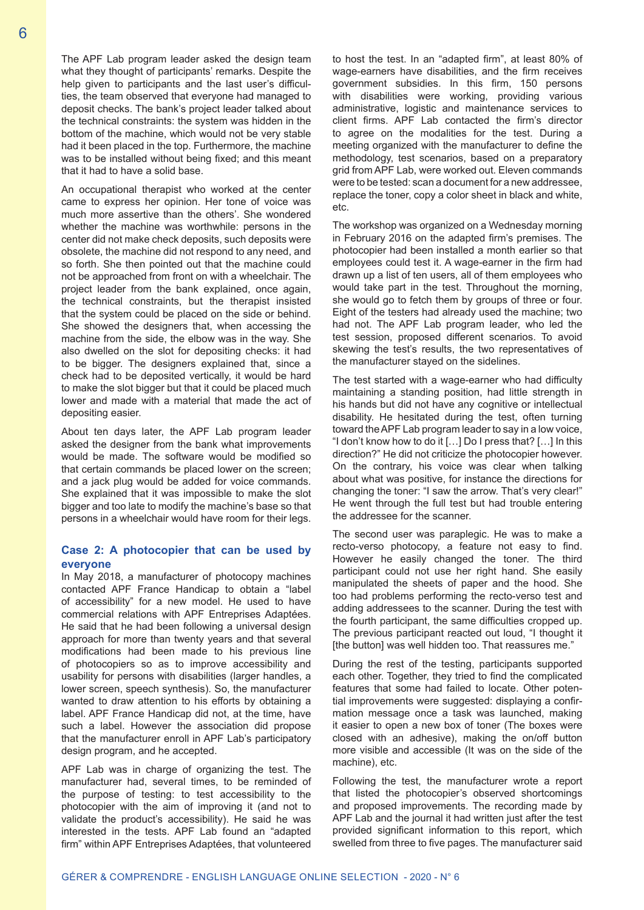The APF Lab program leader asked the design team what they thought of participants' remarks. Despite the help given to participants and the last user's difficulties, the team observed that everyone had managed to deposit checks. The bank's project leader talked about the technical constraints: the system was hidden in the bottom of the machine, which would not be very stable had it been placed in the top. Furthermore, the machine was to be installed without being fixed; and this meant that it had to have a solid base.

An occupational therapist who worked at the center came to express her opinion. Her tone of voice was much more assertive than the others'. She wondered whether the machine was worthwhile: persons in the center did not make check deposits, such deposits were obsolete, the machine did not respond to any need, and so forth. She then pointed out that the machine could not be approached from front on with a wheelchair. The project leader from the bank explained, once again, the technical constraints, but the therapist insisted that the system could be placed on the side or behind. She showed the designers that, when accessing the machine from the side, the elbow was in the way. She also dwelled on the slot for depositing checks: it had to be bigger. The designers explained that, since a check had to be deposited vertically, it would be hard to make the slot bigger but that it could be placed much lower and made with a material that made the act of depositing easier.

About ten days later, the APF Lab program leader asked the designer from the bank what improvements would be made. The software would be modified so that certain commands be placed lower on the screen; and a jack plug would be added for voice commands. She explained that it was impossible to make the slot bigger and too late to modify the machine's base so that persons in a wheelchair would have room for their legs.

## Case 2: A photocopier that can be used by everyone

In May 2018, a manufacturer of photocopy machines contacted APF France Handicap to obtain a "label of accessibility" for a new model. He used to have commercial relations with APF Entreprises Adaptées. He said that he had been following a universal design approach for more than twenty years and that several modifications had been made to his previous line of photocopiers so as to improve accessibility and usability for persons with disabilities (larger handles, a lower screen, speech synthesis). So, the manufacturer wanted to draw attention to his efforts by obtaining a label. APF France Handicap did not, at the time, have such a label. However the association did propose that the manufacturer enroll in APF Lab's participatory design program, and he accepted.

APF Lab was in charge of organizing the test. The manufacturer had, several times, to be reminded of the purpose of testing: to test accessibility to the photocopier with the aim of improving it (and not to validate the product's accessibility). He said he was interested in the tests. APF Lab found an "adapted firm" within APF Entreprises Adaptées, that volunteered to host the test. In an "adapted firm", at least 80% of wage-earners have disabilities, and the firm receives government subsidies. In this firm, 150 persons with disabilities were working, providing various administrative, logistic and maintenance services to client firms. APF Lab contacted the firm's director to agree on the modalities for the test. During a meeting organized with the manufacturer to define the methodology, test scenarios, based on a preparatory grid from APF Lab, were worked out. Eleven commands were to be tested: scan a document for a new addressee, replace the toner, copy a color sheet in black and white, etc.

The workshop was organized on a Wednesday morning in February 2016 on the adapted firm's premises. The photocopier had been installed a month earlier so that employees could test it. A wage-earner in the firm had drawn up a list of ten users, all of them employees who would take part in the test. Throughout the morning, she would go to fetch them by groups of three or four. Eight of the testers had already used the machine; two had not. The APF Lab program leader, who led the test session, proposed different scenarios. To avoid skewing the test's results, the two representatives of the manufacturer stayed on the sidelines.

The test started with a wage-earner who had difficulty maintaining a standing position, had little strength in his hands but did not have any cognitive or intellectual disability. He hesitated during the test, often turning toward the APF Lab program leader to say in a low voice, "I don't know how to do it […] Do I press that? […] In this direction?" He did not criticize the photocopier however. On the contrary, his voice was clear when talking about what was positive, for instance the directions for changing the toner: "I saw the arrow. That's very clear!" He went through the full test but had trouble entering the addressee for the scanner.

The second user was paraplegic. He was to make a recto-verso photocopy, a feature not easy to find. However he easily changed the toner. The third participant could not use her right hand. She easily manipulated the sheets of paper and the hood. She too had problems performing the recto-verso test and adding addressees to the scanner. During the test with the fourth participant, the same difficulties cropped up. The previous participant reacted out loud, "I thought it [the button] was well hidden too. That reassures me."

During the rest of the testing, participants supported each other. Together, they tried to find the complicated features that some had failed to locate. Other potential improvements were suggested: displaying a confirmation message once a task was launched, making it easier to open a new box of toner (The boxes were closed with an adhesive), making the on/off button more visible and accessible (It was on the side of the machine), etc.

Following the test, the manufacturer wrote a report that listed the photocopier's observed shortcomings and proposed improvements. The recording made by APF Lab and the journal it had written just after the test provided significant information to this report, which swelled from three to five pages. The manufacturer said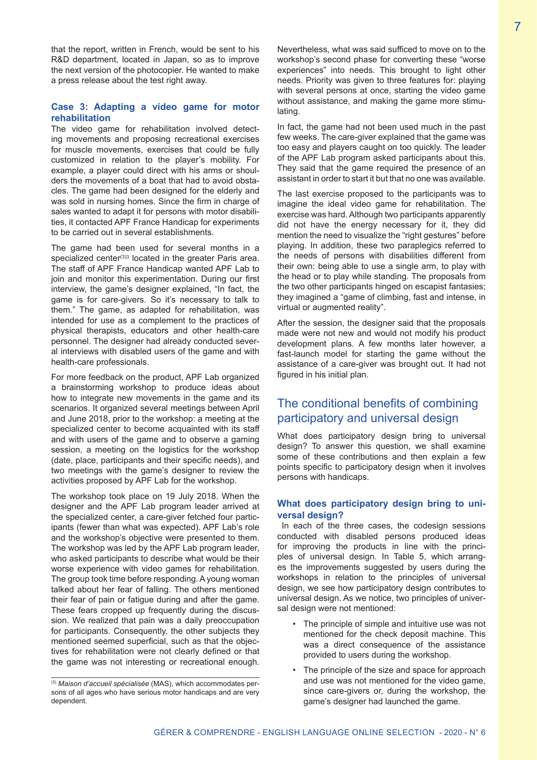that the report, written in French, would be sent to his R&D department, located in Japan, so as to improve the next version of the photocopier. He wanted to make a press release about the test right away.

### Case 3: Adapting a video game for motor rehabilitation

The video game for rehabilitation involved detecting movements and proposing recreational exercises for muscle movements, exercises that could be fully customized in relation to the player's mobility. For example, a player could direct with his arms or shoulders the movements of a boat that had to avoid obstacles. The game had been designed for the elderly and was sold in nursing homes. Since the firm in charge of sales wanted to adapt it for persons with motor disabilities, it contacted APF France Handicap for experiments to be carried out in several establishments.

The game had been used for several months in a specialized center[3] located in the greater Paris area. The staff of APF France Handicap wanted APF Lab to join and monitor this experimentation. During our first interview, the game's designer explained, "In fact, the game is for care-givers. So it's necessary to talk to them." The game, as adapted for rehabilitation, was intended for use as a complement to the practices of physical therapists, educators and other health-care personnel. The designer had already conducted several interviews with disabled users of the game and with health-care professionals.

For more feedback on the product, APF Lab organized a brainstorming workshop to produce ideas about how to integrate new movements in the game and its scenarios. It organized several meetings between April and June 2018, prior to the workshop: a meeting at the specialized center to become acquainted with its staff and with users of the game and to observe a gaming session, a meeting on the logistics for the workshop (date, place, participants and their specific needs), and two meetings with the game's designer to review the activities proposed by APF Lab for the workshop.

The workshop took place on 19 July 2018. When the designer and the APF Lab program leader arrived at the specialized center, a care-giver fetched four participants (fewer than what was expected). APF Lab's role and the workshop's objective were presented to them. The workshop was led by the APF Lab program leader, who asked participants to describe what would be their worse experience with video games for rehabilitation. The group took time before responding. A young woman talked about her fear of falling. The others mentioned their fear of pain or fatigue during and after the game. These fears cropped up frequently during the discussion. We realized that pain was a daily preoccupation for participants. Consequently, the other subjects they mentioned seemed superficial, such as that the objectives for rehabilitation were not clearly defined or that the game was not interesting or recreational enough. Nevertheless, what was said sufficed to move on to the workshop's second phase for converting these "worse experiences" into needs. This brought to light other needs. Priority was given to three features for: playing with several persons at once, starting the video game without assistance, and making the game more stimulating.

In fact, the game had not been used much in the past few weeks. The care-giver explained that the game was too easy and players caught on too quickly. The leader of the APF Lab program asked participants about this. They said that the game required the presence of an assistant in order to start it but that no one was available.

The last exercise proposed to the participants was to imagine the ideal video game for rehabilitation. The exercise was hard. Although two participants apparently did not have the energy necessary for it, they did mention the need to visualize the "right gestures" before playing. In addition, these two paraplegics referred to the needs of persons with disabilities different from their own: being able to use a single arm, to play with the head or to play while standing. The proposals from the two other participants hinged on escapist fantasies; they imagined a "game of climbing, fast and intense, in virtual or augmented reality".

After the session, the designer said that the proposals made were not new and would not modify his product development plans. A few months later however, a fast-launch model for starting the game without the assistance of a care-giver was brought out. It had not figured in his initial plan.

## The conditional benefits of combining participatory and universal design

What does participatory design bring to universal design? To answer this question, we shall examine some of these contributions and then explain a few points specific to participatory design when it involves persons with handicaps.

### What does participatory design bring to universal design?

In each of the three cases, the codesign sessions conducted with disabled persons produced ideas for improving the products in line with the principles of universal design. In Table 5, which arranges the improvements suggested by users during the workshops in relation to the principles of universal design, we see how participatory design contributes to universal design. As we notice, two principles of universal design were not mentioned:

- The principle of simple and intuitive use was not mentioned for the check deposit machine. This was a direct consequence of the assistance provided to users during the workshop.
- The principle of the size and space for approach and use was not mentioned for the video game, since care-givers or, during the workshop, the game's designer had launched the game.

[3] *Maison d'accueil spécialisée* (MAS), which accommodates persons of all ages who have serious motor handicaps and are very dependent.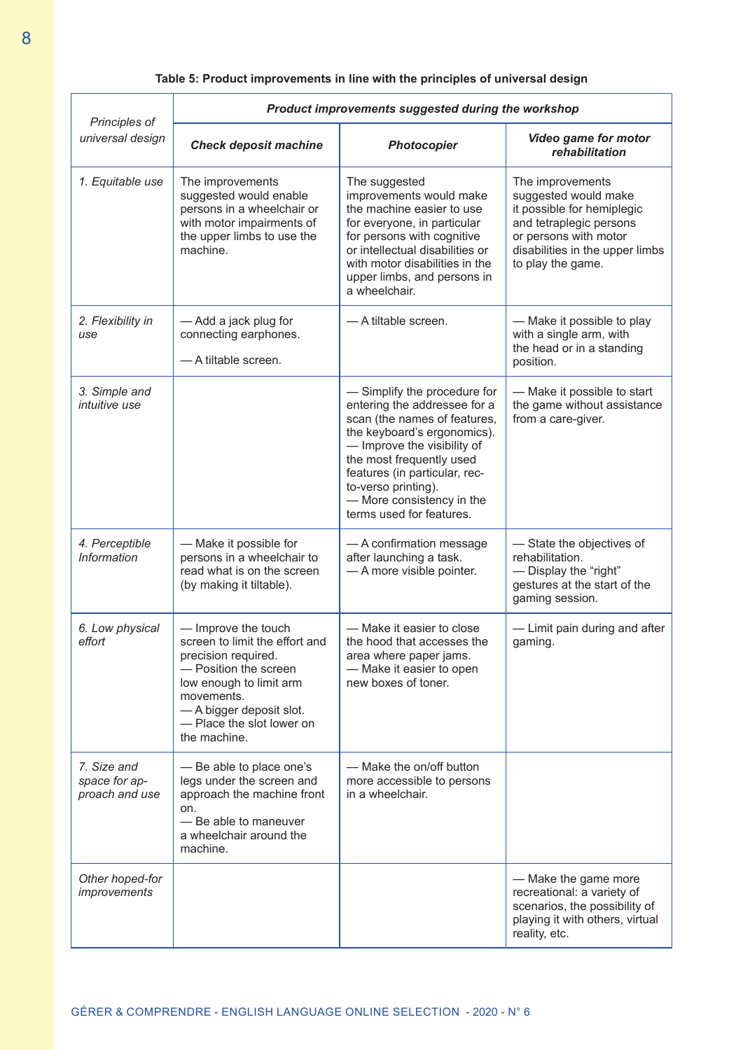**Table 5: Product improvements in line with the principles of universal design**

| *Principles of universal design* | ***Product improvements suggested during the workshop*** | | |
|---|---|---|---|
| | ***Check deposit machine*** | ***Photocopier*** | ***Video game for motor rehabilitation*** |
| *1. Equitable use* | The improvements suggested would enable persons in a wheelchair or with motor impairments of the upper limbs to use the machine. | The suggested improvements would make the machine easier to use for everyone, in particular for persons with cognitive or intellectual disabilities or with motor disabilities in the upper limbs, and persons in a wheelchair. | The improvements suggested would make it possible for hemiplegic and tetraplegic persons or persons with motor disabilities in the upper limbs to play the game. |
| *2. Flexibility in use* | — Add a jack plug for connecting earphones.<br>— A tiltable screen. | — A tiltable screen. | — Make it possible to play with a single arm, with the head or in a standing position. |
| *3. Simple and intuitive use* | | — Simplify the procedure for entering the addressee for a scan (the names of features, the keyboard's ergonomics).<br>— Improve the visibility of the most frequently used features (in particular, rec-to-verso printing).<br>— More consistency in the terms used for features. | — Make it possible to start the game without assistance from a care-giver. |
| *4. Perceptible Information* | — Make it possible for persons in a wheelchair to read what is on the screen (by making it tiltable). | — A confirmation message after launching a task.<br>— A more visible pointer. | — State the objectives of rehabilitation.<br>— Display the "right" gestures at the start of the gaming session. |
| *6. Low physical effort* | — Improve the touch screen to limit the effort and precision required.<br>— Position the screen low enough to limit arm movements.<br>— A bigger deposit slot.<br>— Place the slot lower on the machine. | — Make it easier to close the hood that accesses the area where paper jams.<br>— Make it easier to open new boxes of toner. | — Limit pain during and after gaming. |
| *7. Size and space for approach and use* | — Be able to place one's legs under the screen and approach the machine front on.<br>— Be able to maneuver a wheelchair around the machine. | — Make the on/off button more accessible to persons in a wheelchair. | |
| *Other hoped-for improvements* | | | — Make the game more recreational: a variety of scenarios, the possibility of playing it with others, virtual reality, etc. |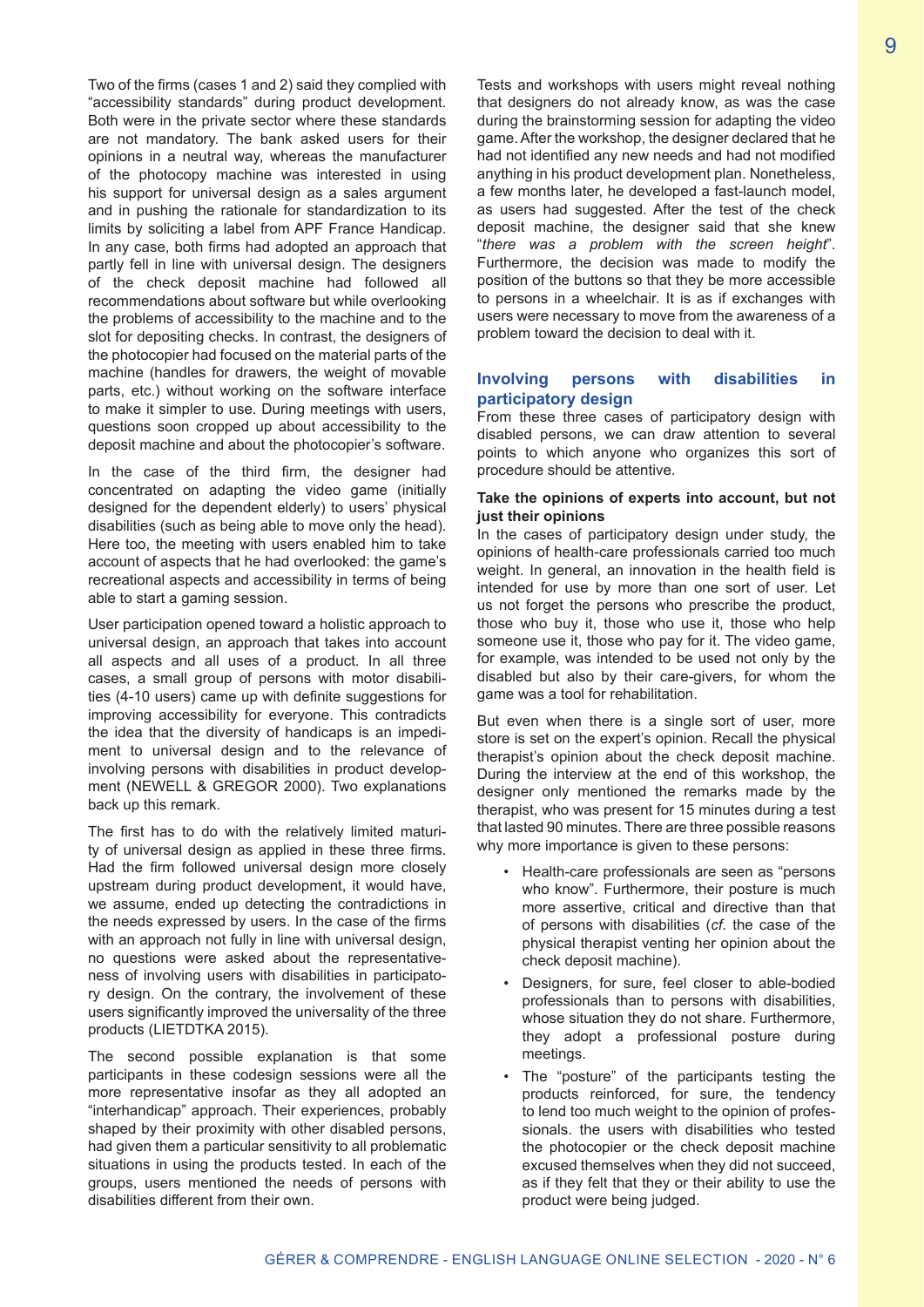Two of the firms (cases 1 and 2) said they complied with "accessibility standards" during product development. Both were in the private sector where these standards are not mandatory. The bank asked users for their opinions in a neutral way, whereas the manufacturer of the photocopy machine was interested in using his support for universal design as a sales argument and in pushing the rationale for standardization to its limits by soliciting a label from APF France Handicap. In any case, both firms had adopted an approach that partly fell in line with universal design. The designers of the check deposit machine had followed all recommendations about software but while overlooking the problems of accessibility to the machine and to the slot for depositing checks. In contrast, the designers of the photocopier had focused on the material parts of the machine (handles for drawers, the weight of movable parts, etc.) without working on the software interface to make it simpler to use. During meetings with users, questions soon cropped up about accessibility to the deposit machine and about the photocopier's software.

In the case of the third firm, the designer had concentrated on adapting the video game (initially designed for the dependent elderly) to users' physical disabilities (such as being able to move only the head). Here too, the meeting with users enabled him to take account of aspects that he had overlooked: the game's recreational aspects and accessibility in terms of being able to start a gaming session.

User participation opened toward a holistic approach to universal design, an approach that takes into account all aspects and all uses of a product. In all three cases, a small group of persons with motor disabilities (4-10 users) came up with definite suggestions for improving accessibility for everyone. This contradicts the idea that the diversity of handicaps is an impediment to universal design and to the relevance of involving persons with disabilities in product development (NEWELL & GREGOR 2000). Two explanations back up this remark.

The first has to do with the relatively limited maturity of universal design as applied in these three firms. Had the firm followed universal design more closely upstream during product development, it would have, we assume, ended up detecting the contradictions in the needs expressed by users. In the case of the firms with an approach not fully in line with universal design, no questions were asked about the representativeness of involving users with disabilities in participatory design. On the contrary, the involvement of these users significantly improved the universality of the three products (LIETDTKA 2015).

The second possible explanation is that some participants in these codesign sessions were all the more representative insofar as they all adopted an "interhandicap" approach. Their experiences, probably shaped by their proximity with other disabled persons, had given them a particular sensitivity to all problematic situations in using the products tested. In each of the groups, users mentioned the needs of persons with disabilities different from their own.

Tests and workshops with users might reveal nothing that designers do not already know, as was the case during the brainstorming session for adapting the video game. After the workshop, the designer declared that he had not identified any new needs and had not modified anything in his product development plan. Nonetheless, a few months later, he developed a fast-launch model, as users had suggested. After the test of the check deposit machine, the designer said that she knew "*there was a problem with the screen height*". Furthermore, the decision was made to modify the position of the buttons so that they be more accessible to persons in a wheelchair. It is as if exchanges with users were necessary to move from the awareness of a problem toward the decision to deal with it.

## Involving persons with disabilities in participatory design

From these three cases of participatory design with disabled persons, we can draw attention to several points to which anyone who organizes this sort of procedure should be attentive.

### Take the opinions of experts into account, but not just their opinions

In the cases of participatory design under study, the opinions of health-care professionals carried too much weight. In general, an innovation in the health field is intended for use by more than one sort of user. Let us not forget the persons who prescribe the product, those who buy it, those who use it, those who help someone use it, those who pay for it. The video game, for example, was intended to be used not only by the disabled but also by their care-givers, for whom the game was a tool for rehabilitation.

But even when there is a single sort of user, more store is set on the expert's opinion. Recall the physical therapist's opinion about the check deposit machine. During the interview at the end of this workshop, the designer only mentioned the remarks made by the therapist, who was present for 15 minutes during a test that lasted 90 minutes. There are three possible reasons why more importance is given to these persons:

- Health-care professionals are seen as "persons who know". Furthermore, their posture is much more assertive, critical and directive than that of persons with disabilities (*cf.* the case of the physical therapist venting her opinion about the check deposit machine).
- Designers, for sure, feel closer to able-bodied professionals than to persons with disabilities, whose situation they do not share. Furthermore, they adopt a professional posture during meetings.
- The "posture" of the participants testing the products reinforced, for sure, the tendency to lend too much weight to the opinion of professionals. the users with disabilities who tested the photocopier or the check deposit machine excused themselves when they did not succeed, as if they felt that they or their ability to use the product were being judged.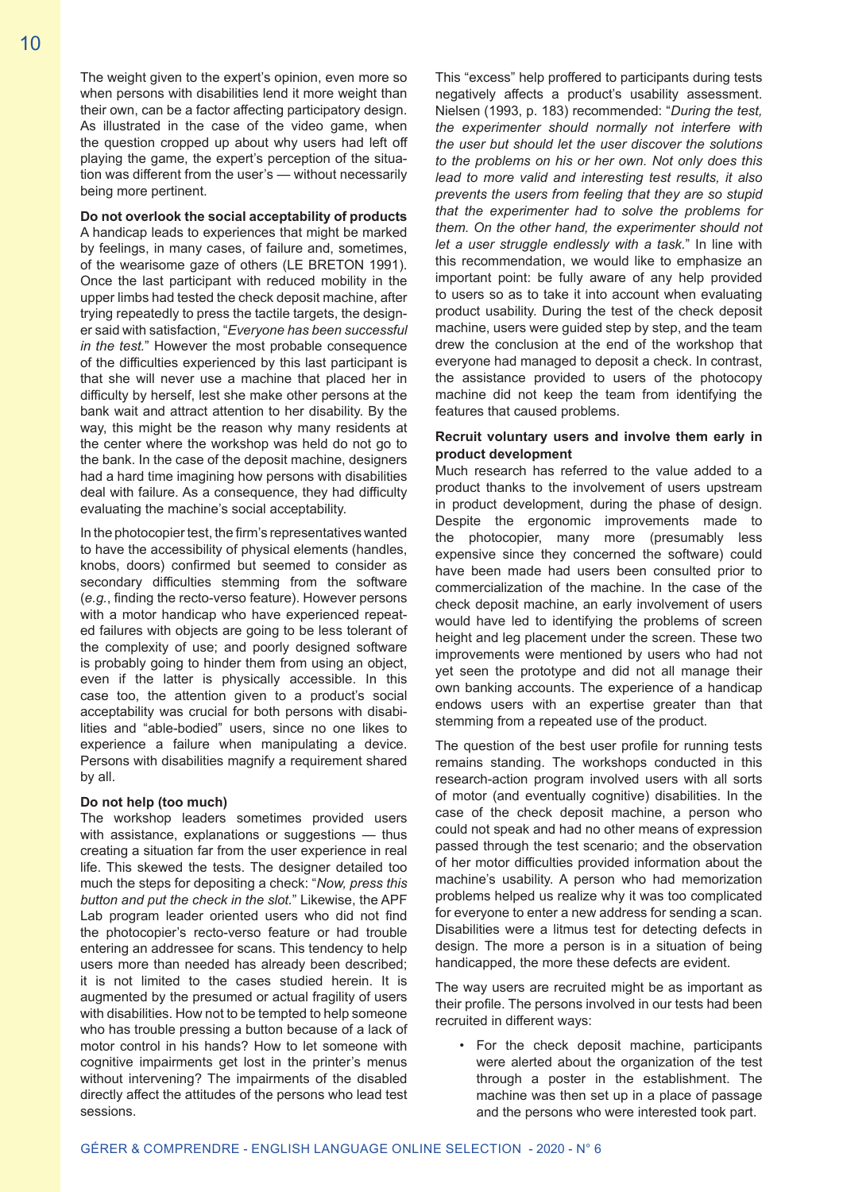The weight given to the expert's opinion, even more so when persons with disabilities lend it more weight than their own, can be a factor affecting participatory design. As illustrated in the case of the video game, when the question cropped up about why users had left off playing the game, the expert's perception of the situation was different from the user's — without necessarily being more pertinent.

**Do not overlook the social acceptability of products**

A handicap leads to experiences that might be marked by feelings, in many cases, of failure and, sometimes, of the wearisome gaze of others (LE BRETON 1991). Once the last participant with reduced mobility in the upper limbs had tested the check deposit machine, after trying repeatedly to press the tactile targets, the designer said with satisfaction, "*Everyone has been successful in the test.*" However the most probable consequence of the difficulties experienced by this last participant is that she will never use a machine that placed her in difficulty by herself, lest she make other persons at the bank wait and attract attention to her disability. By the way, this might be the reason why many residents at the center where the workshop was held do not go to the bank. In the case of the deposit machine, designers had a hard time imagining how persons with disabilities deal with failure. As a consequence, they had difficulty evaluating the machine's social acceptability.

In the photocopier test, the firm's representatives wanted to have the accessibility of physical elements (handles, knobs, doors) confirmed but seemed to consider as secondary difficulties stemming from the software (*e.g.*, finding the recto-verso feature). However persons with a motor handicap who have experienced repeated failures with objects are going to be less tolerant of the complexity of use; and poorly designed software is probably going to hinder them from using an object, even if the latter is physically accessible. In this case too, the attention given to a product's social acceptability was crucial for both persons with disabilities and "able-bodied" users, since no one likes to experience a failure when manipulating a device. Persons with disabilities magnify a requirement shared by all.

**Do not help (too much)**

The workshop leaders sometimes provided users with assistance, explanations or suggestions — thus creating a situation far from the user experience in real life. This skewed the tests. The designer detailed too much the steps for depositing a check: "*Now, press this button and put the check in the slot.*" Likewise, the APF Lab program leader oriented users who did not find the photocopier's recto-verso feature or had trouble entering an addressee for scans. This tendency to help users more than needed has already been described; it is not limited to the cases studied herein. It is augmented by the presumed or actual fragility of users with disabilities. How not to be tempted to help someone who has trouble pressing a button because of a lack of motor control in his hands? How to let someone with cognitive impairments get lost in the printer's menus without intervening? The impairments of the disabled directly affect the attitudes of the persons who lead test sessions.

This "excess" help proffered to participants during tests negatively affects a product's usability assessment. Nielsen (1993, p. 183) recommended: "*During the test, the experimenter should normally not interfere with the user but should let the user discover the solutions to the problems on his or her own. Not only does this lead to more valid and interesting test results, it also prevents the users from feeling that they are so stupid that the experimenter had to solve the problems for them. On the other hand, the experimenter should not let a user struggle endlessly with a task.*" In line with this recommendation, we would like to emphasize an important point: be fully aware of any help provided to users so as to take it into account when evaluating product usability. During the test of the check deposit machine, users were guided step by step, and the team drew the conclusion at the end of the workshop that everyone had managed to deposit a check. In contrast, the assistance provided to users of the photocopy machine did not keep the team from identifying the features that caused problems.

**Recruit voluntary users and involve them early in product development**

Much research has referred to the value added to a product thanks to the involvement of users upstream in product development, during the phase of design. Despite the ergonomic improvements made to the photocopier, many more (presumably less expensive since they concerned the software) could have been made had users been consulted prior to commercialization of the machine. In the case of the check deposit machine, an early involvement of users would have led to identifying the problems of screen height and leg placement under the screen. These two improvements were mentioned by users who had not yet seen the prototype and did not all manage their own banking accounts. The experience of a handicap endows users with an expertise greater than that stemming from a repeated use of the product.

The question of the best user profile for running tests remains standing. The workshops conducted in this research-action program involved users with all sorts of motor (and eventually cognitive) disabilities. In the case of the check deposit machine, a person who could not speak and had no other means of expression passed through the test scenario; and the observation of her motor difficulties provided information about the machine's usability. A person who had memorization problems helped us realize why it was too complicated for everyone to enter a new address for sending a scan. Disabilities were a litmus test for detecting defects in design. The more a person is in a situation of being handicapped, the more these defects are evident.

The way users are recruited might be as important as their profile. The persons involved in our tests had been recruited in different ways:

- For the check deposit machine, participants were alerted about the organization of the test through a poster in the establishment. The machine was then set up in a place of passage and the persons who were interested took part.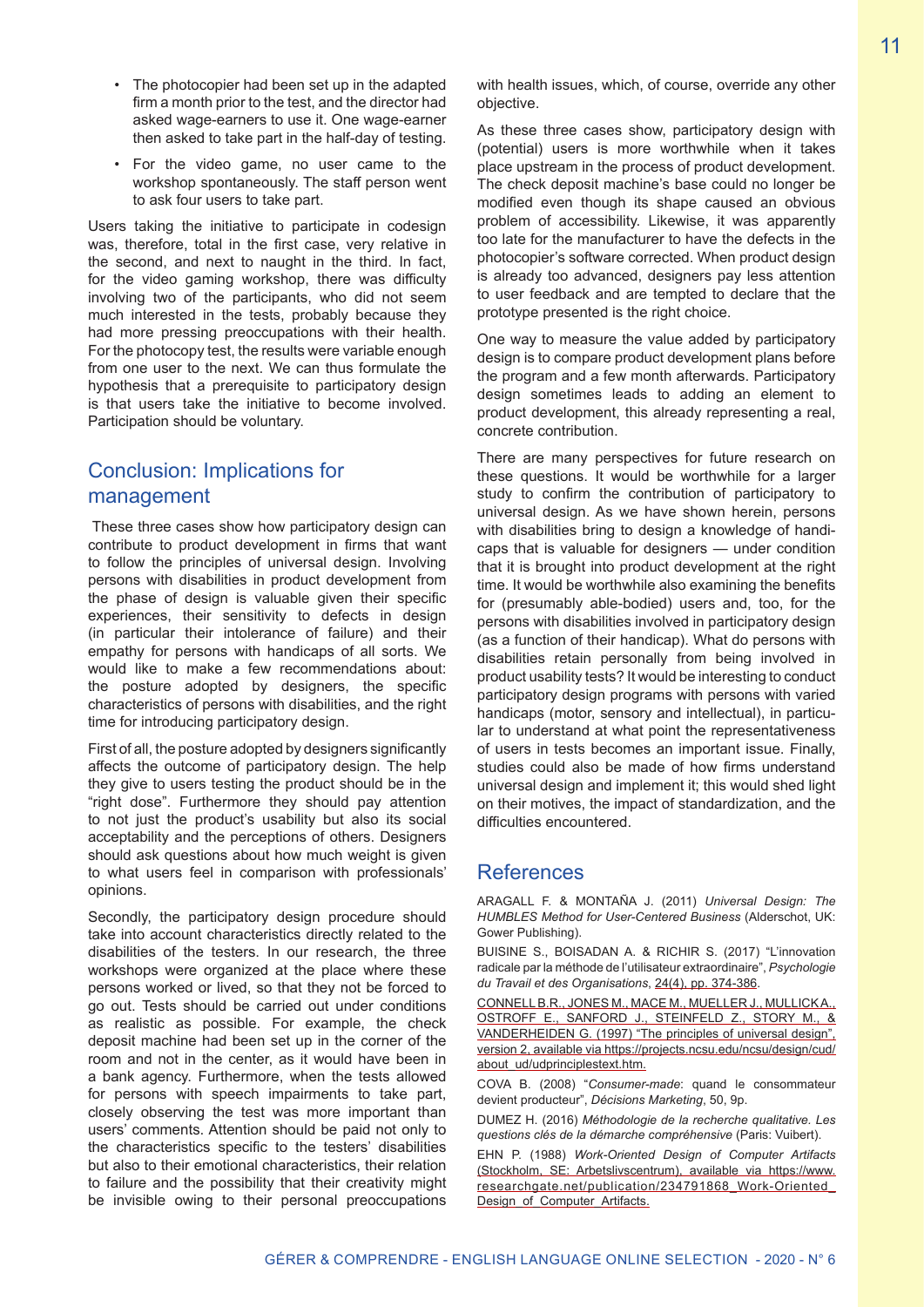- The photocopier had been set up in the adapted firm a month prior to the test, and the director had asked wage-earners to use it. One wage-earner then asked to take part in the half-day of testing.
- For the video game, no user came to the workshop spontaneously. The staff person went to ask four users to take part.

Users taking the initiative to participate in codesign was, therefore, total in the first case, very relative in the second, and next to naught in the third. In fact, for the video gaming workshop, there was difficulty involving two of the participants, who did not seem much interested in the tests, probably because they had more pressing preoccupations with their health. For the photocopy test, the results were variable enough from one user to the next. We can thus formulate the hypothesis that a prerequisite to participatory design is that users take the initiative to become involved. Participation should be voluntary.

## Conclusion: Implications for management

These three cases show how participatory design can contribute to product development in firms that want to follow the principles of universal design. Involving persons with disabilities in product development from the phase of design is valuable given their specific experiences, their sensitivity to defects in design (in particular their intolerance of failure) and their empathy for persons with handicaps of all sorts. We would like to make a few recommendations about: the posture adopted by designers, the specific characteristics of persons with disabilities, and the right time for introducing participatory design.

First of all, the posture adopted by designers significantly affects the outcome of participatory design. The help they give to users testing the product should be in the "right dose". Furthermore they should pay attention to not just the product's usability but also its social acceptability and the perceptions of others. Designers should ask questions about how much weight is given to what users feel in comparison with professionals' opinions.

Secondly, the participatory design procedure should take into account characteristics directly related to the disabilities of the testers. In our research, the three workshops were organized at the place where these persons worked or lived, so that they not be forced to go out. Tests should be carried out under conditions as realistic as possible. For example, the check deposit machine had been set up in the corner of the room and not in the center, as it would have been in a bank agency. Furthermore, when the tests allowed for persons with speech impairments to take part, closely observing the test was more important than users' comments. Attention should be paid not only to the characteristics specific to the testers' disabilities but also to their emotional characteristics, their relation to failure and the possibility that their creativity might be invisible owing to their personal preoccupations with health issues, which, of course, override any other objective.

As these three cases show, participatory design with (potential) users is more worthwhile when it takes place upstream in the process of product development. The check deposit machine's base could no longer be modified even though its shape caused an obvious problem of accessibility. Likewise, it was apparently too late for the manufacturer to have the defects in the photocopier's software corrected. When product design is already too advanced, designers pay less attention to user feedback and are tempted to declare that the prototype presented is the right choice.

One way to measure the value added by participatory design is to compare product development plans before the program and a few month afterwards. Participatory design sometimes leads to adding an element to product development, this already representing a real, concrete contribution.

There are many perspectives for future research on these questions. It would be worthwhile for a larger study to confirm the contribution of participatory to universal design. As we have shown herein, persons with disabilities bring to design a knowledge of handicaps that is valuable for designers — under condition that it is brought into product development at the right time. It would be worthwhile also examining the benefits for (presumably able-bodied) users and, too, for the persons with disabilities involved in participatory design (as a function of their handicap). What do persons with disabilities retain personally from being involved in product usability tests? It would be interesting to conduct participatory design programs with persons with varied handicaps (motor, sensory and intellectual), in particular to understand at what point the representativeness of users in tests becomes an important issue. Finally, studies could also be made of how firms understand universal design and implement it; this would shed light on their motives, the impact of standardization, and the difficulties encountered.

## References

ARAGALL F. & MONTAÑA J. (2011) *Universal Design: The HUMBLES Method for User-Centered Business* (Alderschot, UK: Gower Publishing).

BUISINE S., BOISADAN A. & RICHIR S. (2017) "L'innovation radicale par la méthode de l'utilisateur extraordinaire", *Psychologie du Travail et des Organisations*, 24(4), pp. 374-386.

CONNELL B.R., JONES M., MACE M., MUELLER J., MULLICK A., OSTROFF E., SANFORD J., STEINFELD Z., STORY M., & VANDERHEIDEN G. (1997) "The principles of universal design", version 2, available via https://projects.ncsu.edu/ncsu/design/cud/about_ud/udprinciplestext.htm.

COVA B. (2008) "*Consumer-made*: quand le consommateur devient producteur", *Décisions Marketing*, 50, 9p.

DUMEZ H. (2016) *Méthodologie de la recherche qualitative. Les questions clés de la démarche compréhensive* (Paris: Vuibert).

EHN P. (1988) *Work-Oriented Design of Computer Artifacts* (Stockholm, SE: Arbetslivscentrum), available via https://www.researchgate.net/publication/234791868_Work-Oriented_Design_of_Computer_Artifacts.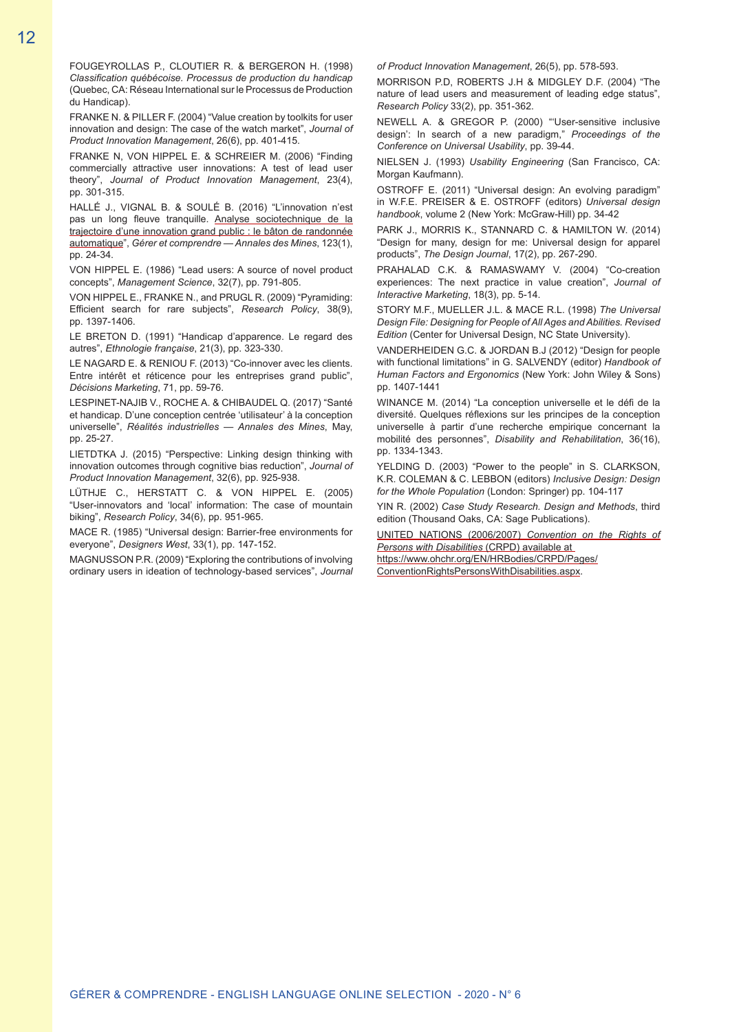FOUGEYROLLAS P., CLOUTIER R. & BERGERON H. (1998) *Classification québécoise. Processus de production du handicap* (Quebec, CA: Réseau International sur le Processus de Production du Handicap).

FRANKE N. & PILLER F. (2004) "Value creation by toolkits for user innovation and design: The case of the watch market", *Journal of Product Innovation Management*, 26(6), pp. 401-415.

FRANKE N, VON HIPPEL E. & SCHREIER M. (2006) "Finding commercially attractive user innovations: A test of lead user theory", *Journal of Product Innovation Management*, 23(4), pp. 301-315.

HALLÉ J., VIGNAL B. & SOULÉ B. (2016) "L'innovation n'est pas un long fleuve tranquille. Analyse sociotechnique de la trajectoire d'une innovation grand public : le bâton de randonnée automatique", *Gérer et comprendre — Annales des Mines*, 123(1), pp. 24-34.

VON HIPPEL E. (1986) "Lead users: A source of novel product concepts", *Management Science*, 32(7), pp. 791-805.

VON HIPPEL E., FRANKE N., and PRUGL R. (2009) "Pyramiding: Efficient search for rare subjects", *Research Policy*, 38(9), pp. 1397-1406.

LE BRETON D. (1991) "Handicap d'apparence. Le regard des autres", *Ethnologie française*, 21(3), pp. 323-330.

LE NAGARD E. & RENIOU F. (2013) "Co-innover avec les clients. Entre intérêt et réticence pour les entreprises grand public", *Décisions Marketing*, 71, pp. 59-76.

LESPINET-NAJIB V., ROCHE A. & CHIBAUDEL Q. (2017) "Santé et handicap. D'une conception centrée 'utilisateur' à la conception universelle", *Réalités industrielles — Annales des Mines*, May, pp. 25-27.

LIETDTKA J. (2015) "Perspective: Linking design thinking with innovation outcomes through cognitive bias reduction", *Journal of Product Innovation Management*, 32(6), pp. 925-938.

LÜTHJE C., HERSTATT C. & VON HIPPEL E. (2005) "User-innovators and 'local' information: The case of mountain biking", *Research Policy*, 34(6), pp. 951-965.

MACE R. (1985) "Universal design: Barrier-free environments for everyone", *Designers West*, 33(1), pp. 147-152.

MAGNUSSON P.R. (2009) "Exploring the contributions of involving ordinary users in ideation of technology-based services", *Journal of Product Innovation Management*, 26(5), pp. 578-593.

MORRISON P.D, ROBERTS J.H & MIDGLEY D.F. (2004) "The nature of lead users and measurement of leading edge status", *Research Policy* 33(2), pp. 351-362.

NEWELL A. & GREGOR P. (2000) "'User-sensitive inclusive design': In search of a new paradigm," *Proceedings of the Conference on Universal Usability*, pp. 39-44.

NIELSEN J. (1993) *Usability Engineering* (San Francisco, CA: Morgan Kaufmann).

OSTROFF E. (2011) "Universal design: An evolving paradigm" in W.F.E. PREISER & E. OSTROFF (editors) *Universal design handbook*, volume 2 (New York: McGraw-Hill) pp. 34-42

PARK J., MORRIS K., STANNARD C. & HAMILTON W. (2014) "Design for many, design for me: Universal design for apparel products", *The Design Journal*, 17(2), pp. 267-290.

PRAHALAD C.K. & RAMASWAMY V. (2004) "Co-creation experiences: The next practice in value creation", *Journal of Interactive Marketing*, 18(3), pp. 5-14.

STORY M.F., MUELLER J.L. & MACE R.L. (1998) *The Universal Design File: Designing for People of All Ages and Abilities. Revised Edition* (Center for Universal Design, NC State University).

VANDERHEIDEN G.C. & JORDAN B.J (2012) "Design for people with functional limitations" in G. SALVENDY (editor) *Handbook of Human Factors and Ergonomics* (New York: John Wiley & Sons) pp. 1407-1441

WINANCE M. (2014) "La conception universelle et le défi de la diversité. Quelques réflexions sur les principes de la conception universelle à partir d'une recherche empirique concernant la mobilité des personnes", *Disability and Rehabilitation*, 36(16), pp. 1334-1343.

YELDING D. (2003) "Power to the people" in S. CLARKSON, K.R. COLEMAN & C. LEBBON (editors) *Inclusive Design: Design for the Whole Population* (London: Springer) pp. 104-117

YIN R. (2002) *Case Study Research. Design and Methods*, third edition (Thousand Oaks, CA: Sage Publications).

UNITED NATIONS (2006/2007) *Convention on the Rights of Persons with Disabilities* (CRPD) available at https://www.ohchr.org/EN/HRBodies/CRPD/Pages/ConventionRightsPersonsWithDisabilities.aspx.